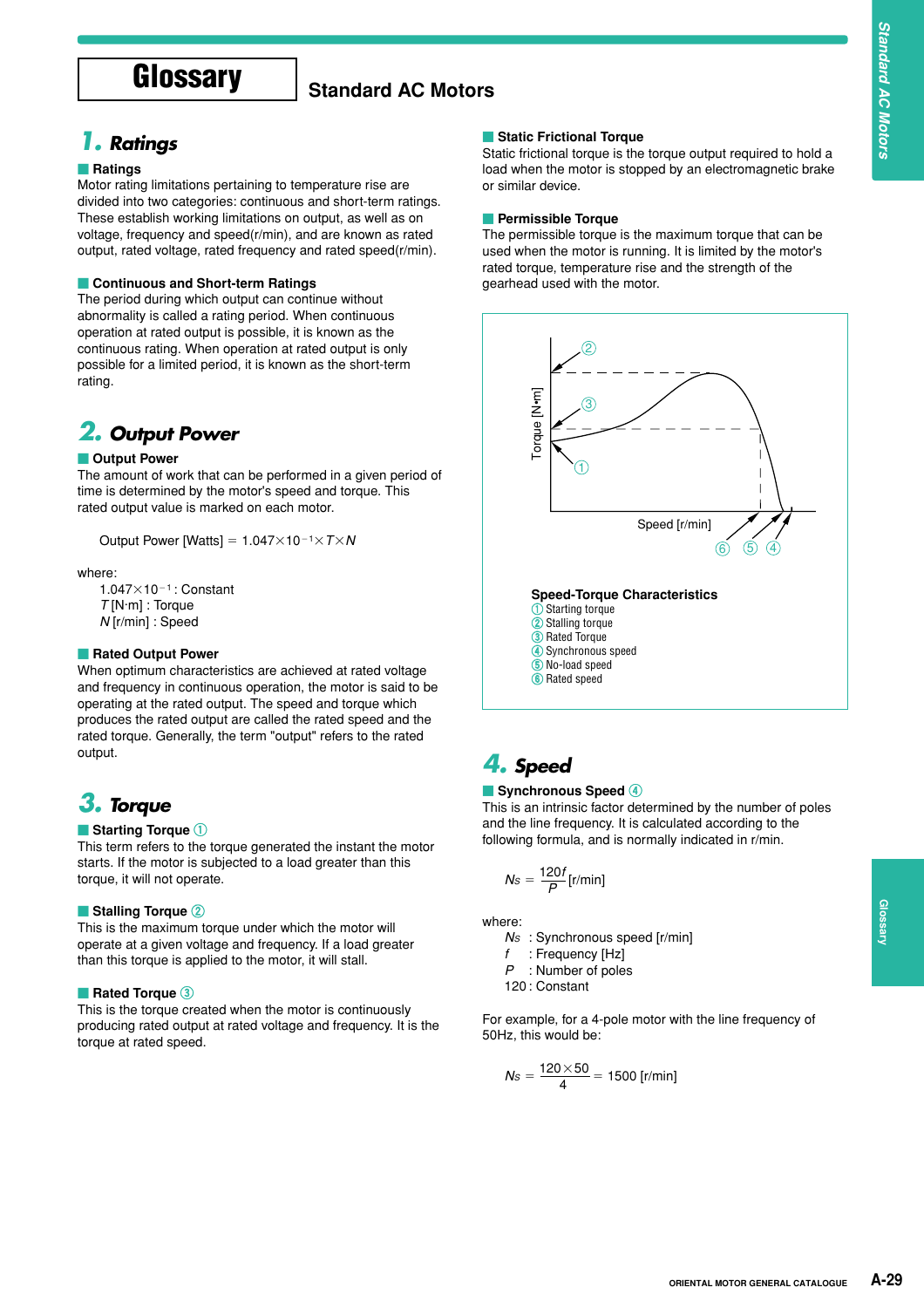# Glossary

## Standard AC Motors

## 1. Ratings

### Ratings

Motor rating limitations pertaining to temperature rise are divided into two categories: continuous and short-term ratings. These establish working limitations on output, as well as on voltage, frequency and speed(r/min), and are known as rated output, rated voltage, rated frequency and rated speed(r/min).

### Continuous and Short-term Ratings

The period during which output can continue without abnormality is called a rating period. When continuous operation at rated output is possible, it is known as the continuous rating. When operation at rated output is only possible for a limited period, it is known as the short-term rating.

## 2. Output Power

### Output Power

The amount of work that can be performed in a given period of time is determined by the motor's speed and torque. This rated output value is marked on each motor.

$$\text{Output Power [Watts]} = 1.047\times10^{-1}\times T\times N$$

where:
- $1.047\times10^{-1}$ : Constant
- $T$ [N·m] : Torque
- $N$ [r/min] : Speed

### Rated Output Power

When optimum characteristics are achieved at rated voltage and frequency in continuous operation, the motor is said to be operating at the rated output. The speed and torque which produces the rated output are called the rated speed and the rated torque. Generally, the term "output" refers to the rated output.

## 3. Torque

### Starting Torque ①

This term refers to the torque generated the instant the motor starts. If the motor is subjected to a load greater than this torque, it will not operate.

### Stalling Torque ②

This is the maximum torque under which the motor will operate at a given voltage and frequency. If a load greater than this torque is applied to the motor, it will stall.

### Rated Torque ③

This is the torque created when the motor is continuously producing rated output at rated voltage and frequency. It is the torque at rated speed.

### Static Frictional Torque

Static frictional torque is the torque output required to hold a load when the motor is stopped by an electromagnetic brake or similar device.

### Permissible Torque

The permissible torque is the maximum torque that can be used when the motor is running. It is limited by the motor's rated torque, temperature rise and the strength of the gearhead used with the motor.

Torque [N•m]

Speed [r/min]

**Speed-Torque Characteristics**
① Starting torque
② Stalling torque
③ Rated Torque
④ Synchronous speed
⑤ No-load speed
⑥ Rated speed

## 4. Speed

### Synchronous Speed ④

This is an intrinsic factor determined by the number of poles and the line frequency. It is calculated according to the following formula, and is normally indicated in r/min.

$$N_S = \frac{120f}{P}\ \text{[r/min]}$$

where:
- $N_S$ : Synchronous speed [r/min]
- $f$ : Frequency [Hz]
- $P$ : Number of poles
- 120 : Constant

For example, for a 4-pole motor with the line frequency of 50Hz, this would be:

$$N_S = \frac{120\times50}{4} = 1500\ \text{[r/min]}$$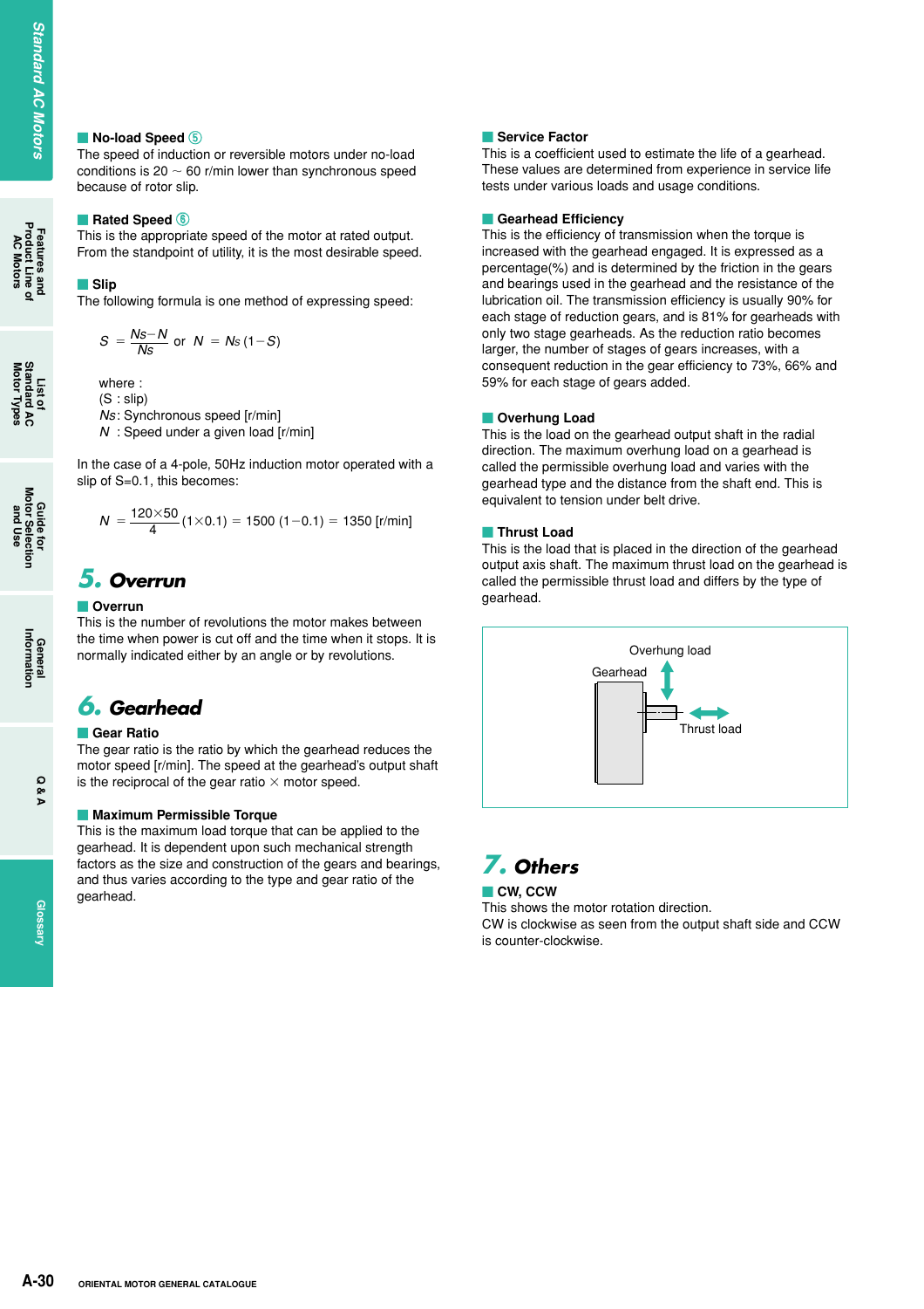### No-load Speed ⑤

The speed of induction or reversible motors under no-load conditions is 20 ~ 60 r/min lower than synchronous speed because of rotor slip.

### Rated Speed ⑥

This is the appropriate speed of the motor at rated output. From the standpoint of utility, it is the most desirable speed.

### Slip

The following formula is one method of expressing speed:

$$S = \frac{Ns - N}{Ns} \text{ or } N = Ns\,(1 - S)$$

where :
(S : slip)
$Ns$: Synchronous speed [r/min]
$N$ : Speed under a given load [r/min]

In the case of a 4-pole, 50Hz induction motor operated with a slip of S=0.1, this becomes:

$$N = \frac{120 \times 50}{4}(1 \times 0.1) = 1500\,(1 - 0.1) = 1350 \text{ [r/min]}$$

## 5. Overrun

### Overrun

This is the number of revolutions the motor makes between the time when power is cut off and the time when it stops. It is normally indicated either by an angle or by revolutions.

## 6. Gearhead

### Gear Ratio

The gear ratio is the ratio by which the gearhead reduces the motor speed [r/min]. The speed at the gearhead's output shaft is the reciprocal of the gear ratio × motor speed.

### Maximum Permissible Torque

This is the maximum load torque that can be applied to the gearhead. It is dependent upon such mechanical strength factors as the size and construction of the gears and bearings, and thus varies according to the type and gear ratio of the gearhead.

### Service Factor

This is a coefficient used to estimate the life of a gearhead. These values are determined from experience in service life tests under various loads and usage conditions.

### Gearhead Efficiency

This is the efficiency of transmission when the torque is increased with the gearhead engaged. It is expressed as a percentage(%) and is determined by the friction in the gears and bearings used in the gearhead and the resistance of the lubrication oil. The transmission efficiency is usually 90% for each stage of reduction gears, and is 81% for gearheads with only two stage gearheads. As the reduction ratio becomes larger, the number of stages of gears increases, with a consequent reduction in the gear efficiency to 73%, 66% and 59% for each stage of gears added.

### Overhung Load

This is the load on the gearhead output shaft in the radial direction. The maximum overhung load on a gearhead is called the permissible overhung load and varies with the gearhead type and the distance from the shaft end. This is equivalent to tension under belt drive.

### Thrust Load

This is the load that is placed in the direction of the gearhead output axis shaft. The maximum thrust load on the gearhead is called the permissible thrust load and differs by the type of gearhead.

Overhung load
Gearhead
Thrust load

## 7. Others

### CW, CCW

This shows the motor rotation direction.
CW is clockwise as seen from the output shaft side and CCW is counter-clockwise.